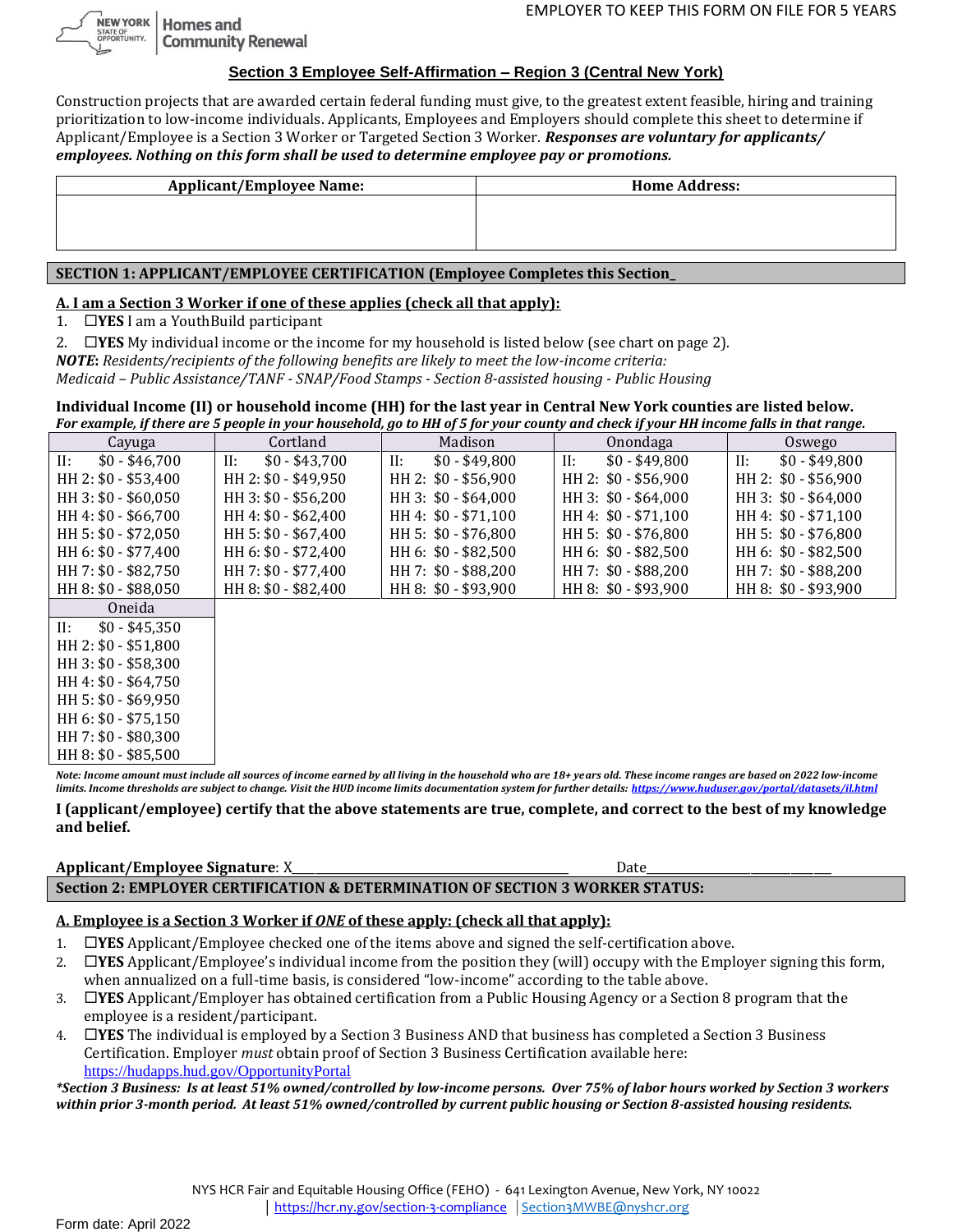EMPLOYER TO KEEP THIS FORM ON FILE FOR 5 YEARS

NEW YORK STATE OF OPPORTUNITY. | Homes and Community Renewal

## Section 3 Employee Self-Affirmation – Region 3 (Central New York)

Construction projects that are awarded certain federal funding must give, to the greatest extent feasible, hiring and training prioritization to low-income individuals. Applicants, Employees and Employers should complete this sheet to determine if Applicant/Employee is a Section 3 Worker or Targeted Section 3 Worker. ***Responses are voluntary for applicants/ employees. Nothing on this form shall be used to determine employee pay or promotions.***

| Applicant/Employee Name: | Home Address: |
|---|---|
| | |

**SECTION 1: APPLICANT/EMPLOYEE CERTIFICATION (Employee Completes this Section_**

**A. I am a Section 3 Worker if one of these applies (check all that apply):**

1. ☐**YES** I am a YouthBuild participant
2. ☐**YES** My individual income or the income for my household is listed below (see chart on page 2).

***NOTE**: Residents/recipients of the following benefits are likely to meet the low-income criteria:*
*Medicaid – Public Assistance/TANF - SNAP/Food Stamps - Section 8-assisted housing - Public Housing*

**Individual Income (II) or household income (HH) for the last year in Central New York counties are listed below.**
***For example, if there are 5 people in your household, go to HH of 5 for your county and check if your HH income falls in that range.***

| Cayuga | Cortland | Madison | Onondaga | Oswego |
|---|---|---|---|---|
| II: $0 - $46,700 | II: $0 - $43,700 | II: $0 - $49,800 | II: $0 - $49,800 | II: $0 - $49,800 |
| HH 2: $0 - $53,400 | HH 2: $0 - $49,950 | HH 2: $0 - $56,900 | HH 2: $0 - $56,900 | HH 2: $0 - $56,900 |
| HH 3: $0 - $60,050 | HH 3: $0 - $56,200 | HH 3: $0 - $64,000 | HH 3: $0 - $64,000 | HH 3: $0 - $64,000 |
| HH 4: $0 - $66,700 | HH 4: $0 - $62,400 | HH 4: $0 - $71,100 | HH 4: $0 - $71,100 | HH 4: $0 - $71,100 |
| HH 5: $0 - $72,050 | HH 5: $0 - $67,400 | HH 5: $0 - $76,800 | HH 5: $0 - $76,800 | HH 5: $0 - $76,800 |
| HH 6: $0 - $77,400 | HH 6: $0 - $72,400 | HH 6: $0 - $82,500 | HH 6: $0 - $82,500 | HH 6: $0 - $82,500 |
| HH 7: $0 - $82,750 | HH 7: $0 - $77,400 | HH 7: $0 - $88,200 | HH 7: $0 - $88,200 | HH 7: $0 - $88,200 |
| HH 8: $0 - $88,050 | HH 8: $0 - $82,400 | HH 8: $0 - $93,900 | HH 8: $0 - $93,900 | HH 8: $0 - $93,900 |
| **Oneida** | | | | |
| II: $0 - $45,350 | | | | |
| HH 2: $0 - $51,800 | | | | |
| HH 3: $0 - $58,300 | | | | |
| HH 4: $0 - $64,750 | | | | |
| HH 5: $0 - $69,950 | | | | |
| HH 6: $0 - $75,150 | | | | |
| HH 7: $0 - $80,300 | | | | |
| HH 8: $0 - $85,500 | | | | |

***Note: Income amount must include all sources of income earned by all living in the household who are 18+ years old. These income ranges are based on 2022 low-income limits. Income thresholds are subject to change. Visit the HUD income limits documentation system for further details: https://www.huduser.gov/portal/datasets/il.html***

**I (applicant/employee) certify that the above statements are true, complete, and correct to the best of my knowledge and belief.**

**Applicant/Employee Signature**: X\_\_\_\_\_\_\_\_\_\_\_\_\_\_\_\_\_\_\_\_\_\_\_\_\_\_\_\_\_\_\_\_\_\_\_\_ Date\_\_\_\_\_\_\_\_\_\_\_\_\_\_\_\_\_\_\_\_\_\_

**Section 2: EMPLOYER CERTIFICATION & DETERMINATION OF SECTION 3 WORKER STATUS:**

**A. Employee is a Section 3 Worker if *ONE* of these apply: (check all that apply):**

1. ☐**YES** Applicant/Employee checked one of the items above and signed the self-certification above.
2. ☐**YES** Applicant/Employee's individual income from the position they (will) occupy with the Employer signing this form, when annualized on a full-time basis, is considered "low-income" according to the table above.
3. ☐**YES** Applicant/Employer has obtained certification from a Public Housing Agency or a Section 8 program that the employee is a resident/participant.
4. ☐**YES** The individual is employed by a Section 3 Business AND that business has completed a Section 3 Business Certification. Employer *must* obtain proof of Section 3 Business Certification available here: https://hudapps.hud.gov/OpportunityPortal

***\*Section 3 Business: Is at least 51% owned/controlled by low-income persons. Over 75% of labor hours worked by Section 3 workers within prior 3-month period. At least 51% owned/controlled by current public housing or Section 8-assisted housing residents.***

NYS HCR Fair and Equitable Housing Office (FEHO) - 641 Lexington Avenue, New York, NY 10022
| https://hcr.ny.gov/section-3-compliance | Section3MWBE@nyshcr.org

Form date: April 2022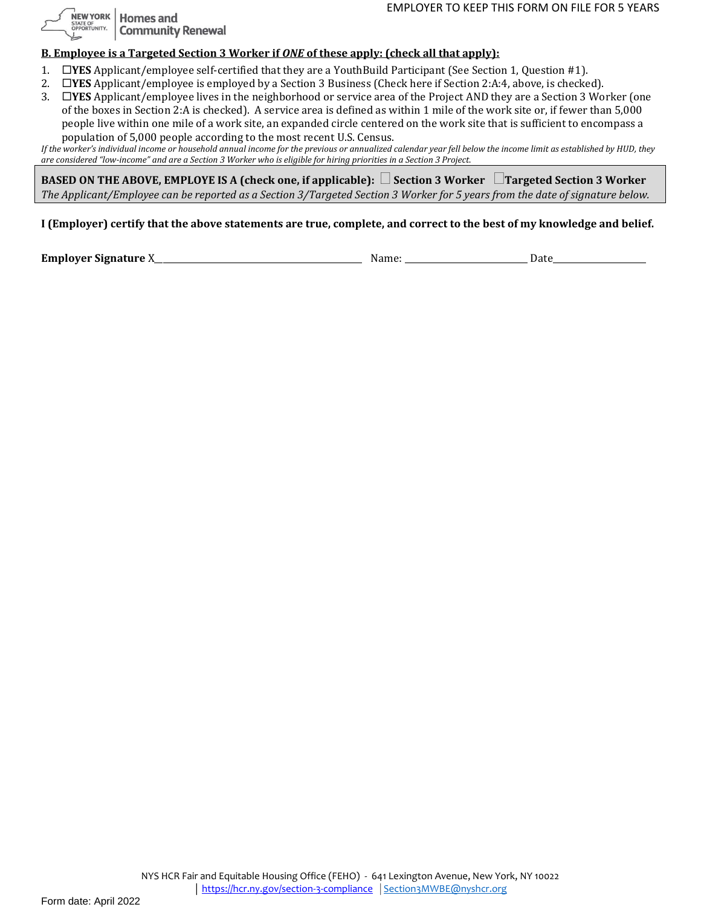**EMPLOYER TO KEEP THIS FORM ON FILE FOR 5 YEARS**

**B. Employee is a Targeted Section 3 Worker if *ONE* of these apply: (check all that apply):**

1. ☐**YES** Applicant/employee self-certified that they are a YouthBuild Participant (See Section 1, Question #1).
2. ☐**YES** Applicant/employee is employed by a Section 3 Business (Check here if Section 2:A:4, above, is checked).
3. ☐**YES** Applicant/employee lives in the neighborhood or service area of the Project AND they are a Section 3 Worker (one of the boxes in Section 2:A is checked). A service area is defined as within 1 mile of the work site or, if fewer than 5,000 people live within one mile of a work site, an expanded circle centered on the work site that is sufficient to encompass a population of 5,000 people according to the most recent U.S. Census.

*If the worker's individual income or household annual income for the previous or annualized calendar year fell below the income limit as established by HUD, they are considered "low-income" and are a Section 3 Worker who is eligible for hiring priorities in a Section 3 Project.*

**BASED ON THE ABOVE, EMPLOYE IS A (check one, if applicable):** ☐ **Section 3 Worker** ☐**Targeted Section 3 Worker**
*The Applicant/Employee can be reported as a Section 3/Targeted Section 3 Worker for 5 years from the date of signature below.*

**I (Employer) certify that the above statements are true, complete, and correct to the best of my knowledge and belief.**

**Employer Signature** X\_\_\_\_\_\_\_\_\_\_\_\_\_\_\_\_\_\_\_\_\_\_\_\_\_\_\_\_\_\_\_\_\_\_\_\_ Name: \_\_\_\_\_\_\_\_\_\_\_\_\_\_\_\_\_\_\_\_\_\_ Date\_\_\_\_\_\_\_\_\_\_\_\_\_\_\_\_\_\_\_\_

NYS HCR Fair and Equitable Housing Office (FEHO) - 641 Lexington Avenue, New York, NY 10022
| https://hcr.ny.gov/section-3-compliance | Section3MWBE@nyshcr.org

Form date: April 2022